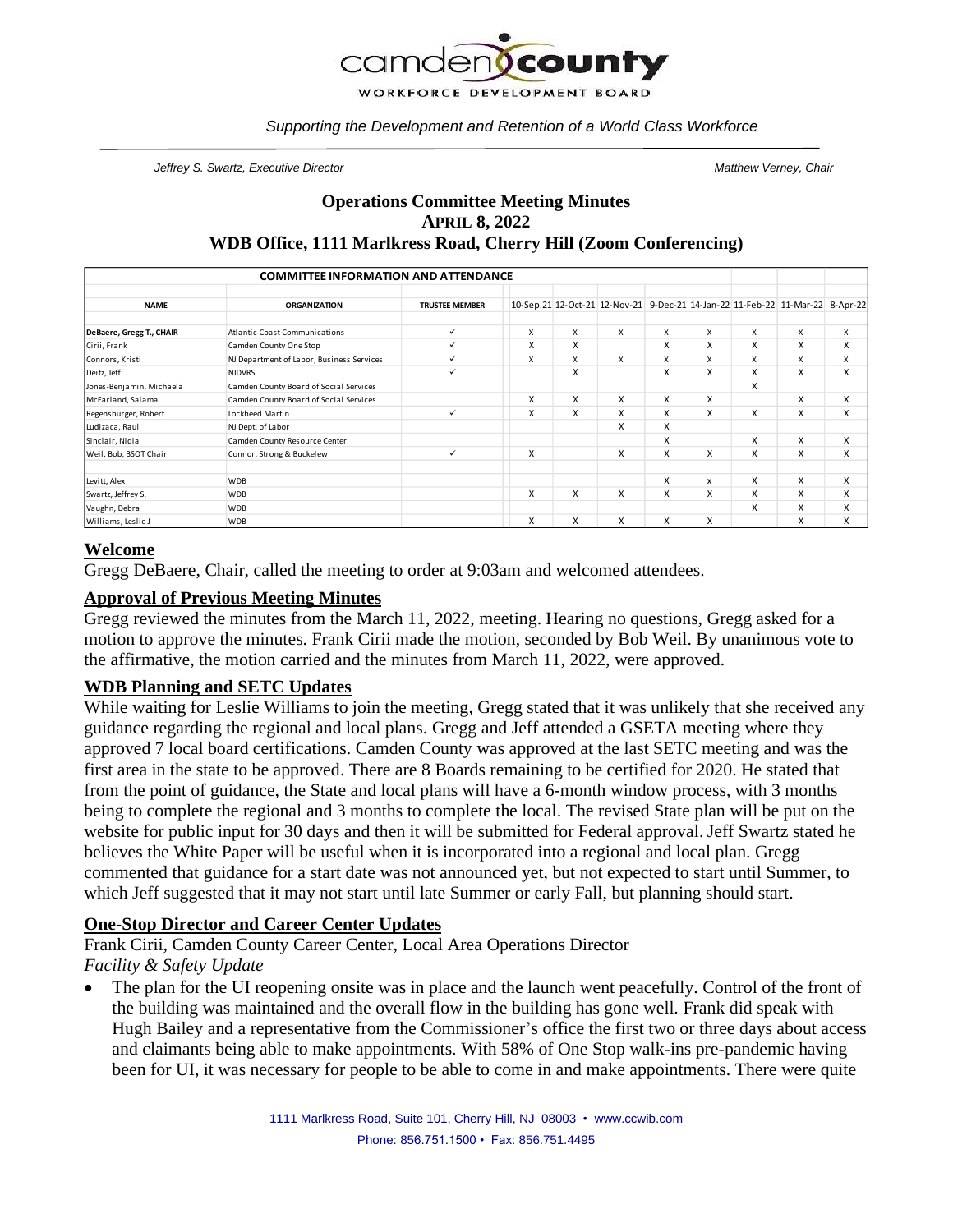camden county
WORKFORCE DEVELOPMENT BOARD

*Supporting the Development and Retention of a World Class Workforce*

*Jeffrey S. Swartz, Executive Director* | *Matthew Verney, Chair*

# Operations Committee Meeting Minutes
## APRIL 8, 2022
## WDB Office, 1111 Marlkress Road, Cherry Hill (Zoom Conferencing)

| COMMITTEE INFORMATION AND ATTENDANCE | | | | | | | | | | |
|---|---|---|---|---|---|---|---|---|---|---|
| **NAME** | **ORGANIZATION** | **TRUSTEE MEMBER** | 10-Sep.21 | 12-Oct-21 | 12-Nov-21 | 9-Dec-21 | 14-Jan-22 | 11-Feb-22 | 11-Mar-22 | 8-Apr-22 |
| **DeBaere, Gregg T., CHAIR** | Atlantic Coast Communications | ✓ | X | X | X | X | X | X | X | X |
| Cirii, Frank | Camden County One Stop | ✓ | X | X | | X | X | X | X | X |
| Connors, Kristi | NJ Department of Labor, Business Services | ✓ | X | X | X | X | X | X | X | X |
| Deitz, Jeff | NJDVRS | ✓ | | X | | X | X | X | X | X |
| Jones-Benjamin, Michaela | Camden County Board of Social Services | | | | | | | X | | |
| McFarland, Salama | Camden County Board of Social Services | | X | X | X | X | X | | X | X |
| Regensburger, Robert | Lockheed Martin | ✓ | X | X | X | X | X | X | X | X |
| Ludizaca, Raul | NJ Dept. of Labor | | | | X | X | | | | |
| Sinclair, Nidia | Camden County Resource Center | | | | | X | | X | X | X |
| Weil, Bob, BSOT Chair | Connor, Strong & Buckelew | ✓ | X | | X | X | X | X | X | X |
| Levitt, Alex | WDB | | | | | X | x | X | X | X |
| Swartz, Jeffrey S. | WDB | | X | X | X | X | X | X | X | X |
| Vaughn, Debra | WDB | | | | | | | X | X | X |
| Williams, Leslie J | WDB | | X | X | X | X | X | | X | X |

## Welcome

Gregg DeBaere, Chair, called the meeting to order at 9:03am and welcomed attendees.

## Approval of Previous Meeting Minutes

Gregg reviewed the minutes from the March 11, 2022, meeting. Hearing no questions, Gregg asked for a motion to approve the minutes. Frank Cirii made the motion, seconded by Bob Weil. By unanimous vote to the affirmative, the motion carried and the minutes from March 11, 2022, were approved.

## WDB Planning and SETC Updates

While waiting for Leslie Williams to join the meeting, Gregg stated that it was unlikely that she received any guidance regarding the regional and local plans. Gregg and Jeff attended a GSETA meeting where they approved 7 local board certifications. Camden County was approved at the last SETC meeting and was the first area in the state to be approved. There are 8 Boards remaining to be certified for 2020. He stated that from the point of guidance, the State and local plans will have a 6-month window process, with 3 months being to complete the regional and 3 months to complete the local. The revised State plan will be put on the website for public input for 30 days and then it will be submitted for Federal approval. Jeff Swartz stated he believes the White Paper will be useful when it is incorporated into a regional and local plan. Gregg commented that guidance for a start date was not announced yet, but not expected to start until Summer, to which Jeff suggested that it may not start until late Summer or early Fall, but planning should start.

## One-Stop Director and Career Center Updates

Frank Cirii, Camden County Career Center, Local Area Operations Director

*Facility & Safety Update*

- The plan for the UI reopening onsite was in place and the launch went peacefully. Control of the front of the building was maintained and the overall flow in the building has gone well. Frank did speak with Hugh Bailey and a representative from the Commissioner's office the first two or three days about access and claimants being able to make appointments. With 58% of One Stop walk-ins pre-pandemic having been for UI, it was necessary for people to be able to come in and make appointments. There were quite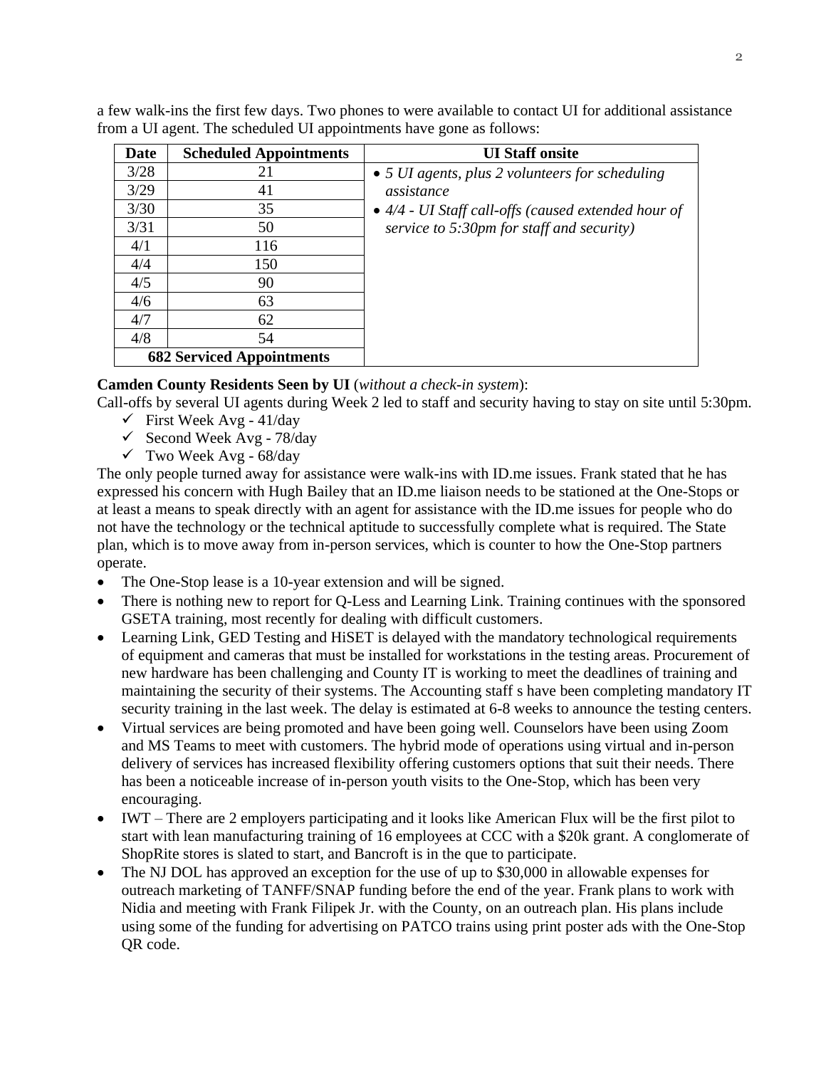a few walk-ins the first few days. Two phones to were available to contact UI for additional assistance from a UI agent. The scheduled UI appointments have gone as follows:

| Date | Scheduled Appointments | UI Staff onsite |
|---|---|---|
| 3/28 | 21 | • *5 UI agents, plus 2 volunteers for scheduling assistance* • *4/4 - UI Staff call-offs (caused extended hour of service to 5:30pm for staff and security)* |
| 3/29 | 41 | |
| 3/30 | 35 | |
| 3/31 | 50 | |
| 4/1 | 116 | |
| 4/4 | 150 | |
| 4/5 | 90 | |
| 4/6 | 63 | |
| 4/7 | 62 | |
| 4/8 | 54 | |
| **682 Serviced Appointments** | | |

**Camden County Residents Seen by UI** (*without a check-in system*):
Call-offs by several UI agents during Week 2 led to staff and security having to stay on site until 5:30pm.

- ✓ First Week Avg - 41/day
- ✓ Second Week Avg - 78/day
- ✓ Two Week Avg - 68/day

The only people turned away for assistance were walk-ins with ID.me issues. Frank stated that he has expressed his concern with Hugh Bailey that an ID.me liaison needs to be stationed at the One-Stops or at least a means to speak directly with an agent for assistance with the ID.me issues for people who do not have the technology or the technical aptitude to successfully complete what is required. The State plan, which is to move away from in-person services, which is counter to how the One-Stop partners operate.

- The One-Stop lease is a 10-year extension and will be signed.
- There is nothing new to report for Q-Less and Learning Link. Training continues with the sponsored GSETA training, most recently for dealing with difficult customers.
- Learning Link, GED Testing and HiSET is delayed with the mandatory technological requirements of equipment and cameras that must be installed for workstations in the testing areas. Procurement of new hardware has been challenging and County IT is working to meet the deadlines of training and maintaining the security of their systems. The Accounting staff s have been completing mandatory IT security training in the last week. The delay is estimated at 6-8 weeks to announce the testing centers.
- Virtual services are being promoted and have been going well. Counselors have been using Zoom and MS Teams to meet with customers. The hybrid mode of operations using virtual and in-person delivery of services has increased flexibility offering customers options that suit their needs. There has been a noticeable increase of in-person youth visits to the One-Stop, which has been very encouraging.
- IWT – There are 2 employers participating and it looks like American Flux will be the first pilot to start with lean manufacturing training of 16 employees at CCC with a $20k grant. A conglomerate of ShopRite stores is slated to start, and Bancroft is in the que to participate.
- The NJ DOL has approved an exception for the use of up to $30,000 in allowable expenses for outreach marketing of TANFF/SNAP funding before the end of the year. Frank plans to work with Nidia and meeting with Frank Filipek Jr. with the County, on an outreach plan. His plans include using some of the funding for advertising on PATCO trains using print poster ads with the One-Stop QR code.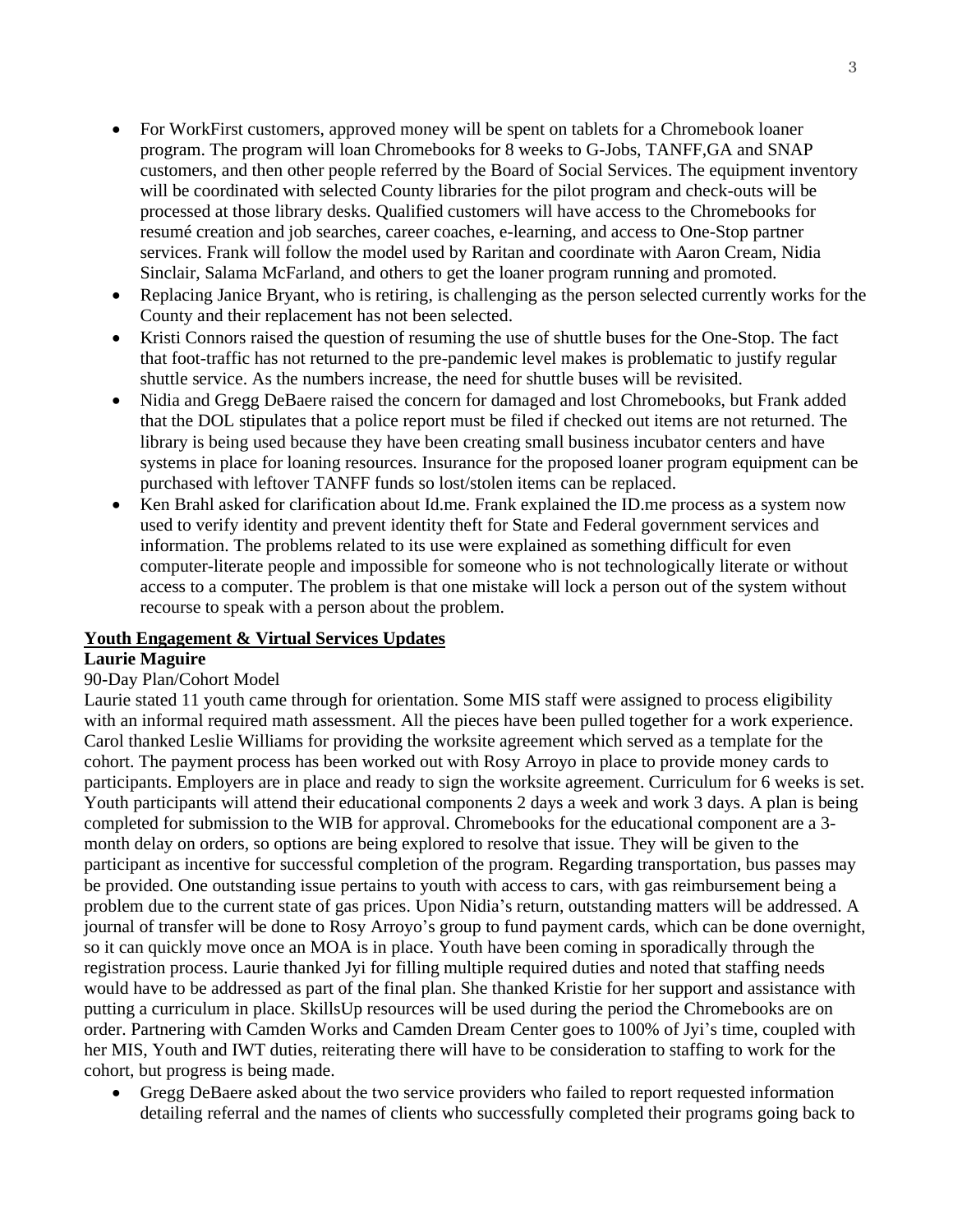- For WorkFirst customers, approved money will be spent on tablets for a Chromebook loaner program. The program will loan Chromebooks for 8 weeks to G-Jobs, TANFF,GA and SNAP customers, and then other people referred by the Board of Social Services. The equipment inventory will be coordinated with selected County libraries for the pilot program and check-outs will be processed at those library desks. Qualified customers will have access to the Chromebooks for resumé creation and job searches, career coaches, e-learning, and access to One-Stop partner services. Frank will follow the model used by Raritan and coordinate with Aaron Cream, Nidia Sinclair, Salama McFarland, and others to get the loaner program running and promoted.
- Replacing Janice Bryant, who is retiring, is challenging as the person selected currently works for the County and their replacement has not been selected.
- Kristi Connors raised the question of resuming the use of shuttle buses for the One-Stop. The fact that foot-traffic has not returned to the pre-pandemic level makes is problematic to justify regular shuttle service. As the numbers increase, the need for shuttle buses will be revisited.
- Nidia and Gregg DeBaere raised the concern for damaged and lost Chromebooks, but Frank added that the DOL stipulates that a police report must be filed if checked out items are not returned. The library is being used because they have been creating small business incubator centers and have systems in place for loaning resources. Insurance for the proposed loaner program equipment can be purchased with leftover TANFF funds so lost/stolen items can be replaced.
- Ken Brahl asked for clarification about Id.me. Frank explained the ID.me process as a system now used to verify identity and prevent identity theft for State and Federal government services and information. The problems related to its use were explained as something difficult for even computer-literate people and impossible for someone who is not technologically literate or without access to a computer. The problem is that one mistake will lock a person out of the system without recourse to speak with a person about the problem.

**<u>Youth Engagement & Virtual Services Updates</u>**

**Laurie Maguire**

90-Day Plan/Cohort Model

Laurie stated 11 youth came through for orientation. Some MIS staff were assigned to process eligibility with an informal required math assessment. All the pieces have been pulled together for a work experience. Carol thanked Leslie Williams for providing the worksite agreement which served as a template for the cohort. The payment process has been worked out with Rosy Arroyo in place to provide money cards to participants. Employers are in place and ready to sign the worksite agreement. Curriculum for 6 weeks is set. Youth participants will attend their educational components 2 days a week and work 3 days. A plan is being completed for submission to the WIB for approval. Chromebooks for the educational component are a 3-month delay on orders, so options are being explored to resolve that issue. They will be given to the participant as incentive for successful completion of the program. Regarding transportation, bus passes may be provided. One outstanding issue pertains to youth with access to cars, with gas reimbursement being a problem due to the current state of gas prices. Upon Nidia's return, outstanding matters will be addressed. A journal of transfer will be done to Rosy Arroyo's group to fund payment cards, which can be done overnight, so it can quickly move once an MOA is in place. Youth have been coming in sporadically through the registration process. Laurie thanked Jyi for filling multiple required duties and noted that staffing needs would have to be addressed as part of the final plan. She thanked Kristie for her support and assistance with putting a curriculum in place. SkillsUp resources will be used during the period the Chromebooks are on order. Partnering with Camden Works and Camden Dream Center goes to 100% of Jyi's time, coupled with her MIS, Youth and IWT duties, reiterating there will have to be consideration to staffing to work for the cohort, but progress is being made.

- Gregg DeBaere asked about the two service providers who failed to report requested information detailing referral and the names of clients who successfully completed their programs going back to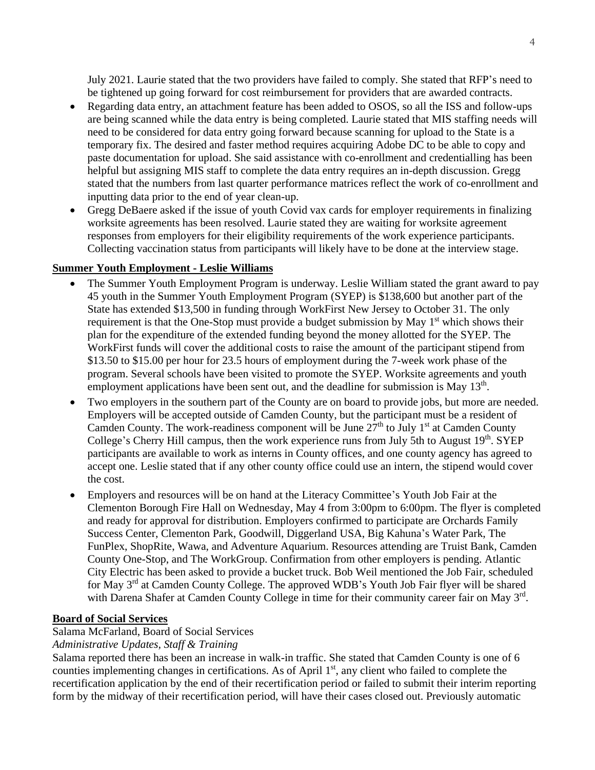July 2021. Laurie stated that the two providers have failed to comply. She stated that RFP's need to be tightened up going forward for cost reimbursement for providers that are awarded contracts.

- Regarding data entry, an attachment feature has been added to OSOS, so all the ISS and follow-ups are being scanned while the data entry is being completed. Laurie stated that MIS staffing needs will need to be considered for data entry going forward because scanning for upload to the State is a temporary fix. The desired and faster method requires acquiring Adobe DC to be able to copy and paste documentation for upload. She said assistance with co-enrollment and credentialling has been helpful but assigning MIS staff to complete the data entry requires an in-depth discussion. Gregg stated that the numbers from last quarter performance matrices reflect the work of co-enrollment and inputting data prior to the end of year clean-up.
- Gregg DeBaere asked if the issue of youth Covid vax cards for employer requirements in finalizing worksite agreements has been resolved. Laurie stated they are waiting for worksite agreement responses from employers for their eligibility requirements of the work experience participants. Collecting vaccination status from participants will likely have to be done at the interview stage.

**Summer Youth Employment - Leslie Williams**

- The Summer Youth Employment Program is underway. Leslie William stated the grant award to pay 45 youth in the Summer Youth Employment Program (SYEP) is $138,600 but another part of the State has extended $13,500 in funding through WorkFirst New Jersey to October 31. The only requirement is that the One-Stop must provide a budget submission by May 1st which shows their plan for the expenditure of the extended funding beyond the money allotted for the SYEP. The WorkFirst funds will cover the additional costs to raise the amount of the participant stipend from $13.50 to $15.00 per hour for 23.5 hours of employment during the 7-week work phase of the program. Several schools have been visited to promote the SYEP. Worksite agreements and youth employment applications have been sent out, and the deadline for submission is May 13th.
- Two employers in the southern part of the County are on board to provide jobs, but more are needed. Employers will be accepted outside of Camden County, but the participant must be a resident of Camden County. The work-readiness component will be June 27th to July 1st at Camden County College's Cherry Hill campus, then the work experience runs from July 5th to August 19th. SYEP participants are available to work as interns in County offices, and one county agency has agreed to accept one. Leslie stated that if any other county office could use an intern, the stipend would cover the cost.
- Employers and resources will be on hand at the Literacy Committee's Youth Job Fair at the Clementon Borough Fire Hall on Wednesday, May 4 from 3:00pm to 6:00pm. The flyer is completed and ready for approval for distribution. Employers confirmed to participate are Orchards Family Success Center, Clementon Park, Goodwill, Diggerland USA, Big Kahuna's Water Park, The FunPlex, ShopRite, Wawa, and Adventure Aquarium. Resources attending are Truist Bank, Camden County One-Stop, and The WorkGroup. Confirmation from other employers is pending. Atlantic City Electric has been asked to provide a bucket truck. Bob Weil mentioned the Job Fair, scheduled for May 3rd at Camden County College. The approved WDB's Youth Job Fair flyer will be shared with Darena Shafer at Camden County College in time for their community career fair on May 3rd.

**Board of Social Services**

Salama McFarland, Board of Social Services

*Administrative Updates, Staff & Training*

Salama reported there has been an increase in walk-in traffic. She stated that Camden County is one of 6 counties implementing changes in certifications. As of April 1st, any client who failed to complete the recertification application by the end of their recertification period or failed to submit their interim reporting form by the midway of their recertification period, will have their cases closed out. Previously automatic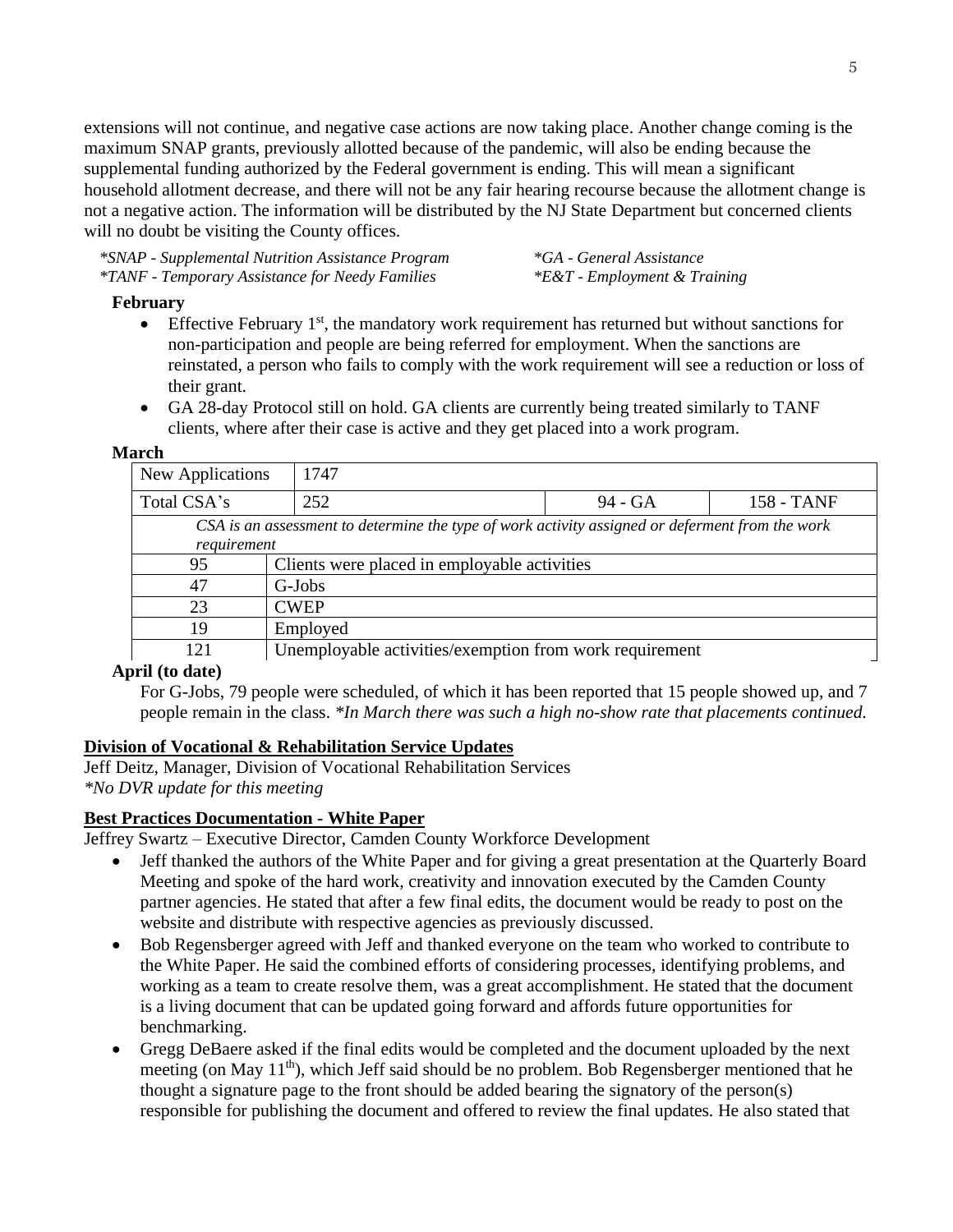extensions will not continue, and negative case actions are now taking place. Another change coming is the maximum SNAP grants, previously allotted because of the pandemic, will also be ending because the supplemental funding authorized by the Federal government is ending. This will mean a significant household allotment decrease, and there will not be any fair hearing recourse because the allotment change is not a negative action. The information will be distributed by the NJ State Department but concerned clients will no doubt be visiting the County offices.

*\*SNAP - Supplemental Nutrition Assistance Program*
*\*TANF - Temporary Assistance for Needy Families*
*\*GA - General Assistance*
*\*E&T - Employment & Training*

**February**

- Effective February 1st, the mandatory work requirement has returned but without sanctions for non-participation and people are being referred for employment. When the sanctions are reinstated, a person who fails to comply with the work requirement will see a reduction or loss of their grant.
- GA 28-day Protocol still on hold. GA clients are currently being treated similarly to TANF clients, where after their case is active and they get placed into a work program.

**March**

| New Applications | 1747 | | |
|---|---|---|---|
| Total CSA's | 252 | 94 - GA | 158 - TANF |
| *CSA is an assessment to determine the type of work activity assigned or deferment from the work requirement* | | | |
| 95 | Clients were placed in employable activities | | |
| 47 | G-Jobs | | |
| 23 | CWEP | | |
| 19 | Employed | | |
| 121 | Unemployable activities/exemption from work requirement | | |

**April (to date)**

For G-Jobs, 79 people were scheduled, of which it has been reported that 15 people showed up, and 7 people remain in the class. *\*In March there was such a high no-show rate that placements continued.*

**Division of Vocational & Rehabilitation Service Updates**

Jeff Deitz, Manager, Division of Vocational Rehabilitation Services
*\*No DVR update for this meeting*

**Best Practices Documentation - White Paper**

Jeffrey Swartz – Executive Director, Camden County Workforce Development

- Jeff thanked the authors of the White Paper and for giving a great presentation at the Quarterly Board Meeting and spoke of the hard work, creativity and innovation executed by the Camden County partner agencies. He stated that after a few final edits, the document would be ready to post on the website and distribute with respective agencies as previously discussed.
- Bob Regensberger agreed with Jeff and thanked everyone on the team who worked to contribute to the White Paper. He said the combined efforts of considering processes, identifying problems, and working as a team to create resolve them, was a great accomplishment. He stated that the document is a living document that can be updated going forward and affords future opportunities for benchmarking.
- Gregg DeBaere asked if the final edits would be completed and the document uploaded by the next meeting (on May 11th), which Jeff said should be no problem. Bob Regensberger mentioned that he thought a signature page to the front should be added bearing the signatory of the person(s) responsible for publishing the document and offered to review the final updates. He also stated that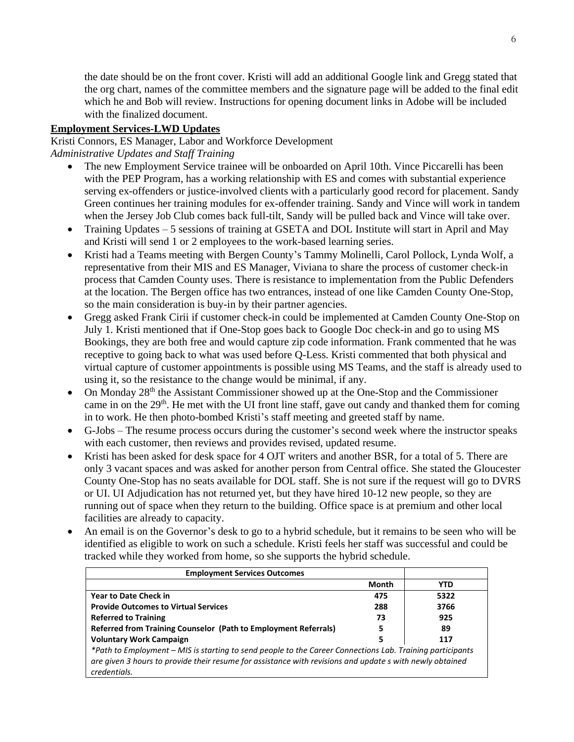the date should be on the front cover. Kristi will add an additional Google link and Gregg stated that the org chart, names of the committee members and the signature page will be added to the final edit which he and Bob will review. Instructions for opening document links in Adobe will be included with the finalized document.

**Employment Services-LWD Updates**

Kristi Connors, ES Manager, Labor and Workforce Development

*Administrative Updates and Staff Training*

- The new Employment Service trainee will be onboarded on April 10th. Vince Piccarelli has been with the PEP Program, has a working relationship with ES and comes with substantial experience serving ex-offenders or justice-involved clients with a particularly good record for placement. Sandy Green continues her training modules for ex-offender training. Sandy and Vince will work in tandem when the Jersey Job Club comes back full-tilt, Sandy will be pulled back and Vince will take over.
- Training Updates – 5 sessions of training at GSETA and DOL Institute will start in April and May and Kristi will send 1 or 2 employees to the work-based learning series.
- Kristi had a Teams meeting with Bergen County's Tammy Molinelli, Carol Pollock, Lynda Wolf, a representative from their MIS and ES Manager, Viviana to share the process of customer check-in process that Camden County uses. There is resistance to implementation from the Public Defenders at the location. The Bergen office has two entrances, instead of one like Camden County One-Stop, so the main consideration is buy-in by their partner agencies.
- Gregg asked Frank Cirii if customer check-in could be implemented at Camden County One-Stop on July 1. Kristi mentioned that if One-Stop goes back to Google Doc check-in and go to using MS Bookings, they are both free and would capture zip code information. Frank commented that he was receptive to going back to what was used before Q-Less. Kristi commented that both physical and virtual capture of customer appointments is possible using MS Teams, and the staff is already used to using it, so the resistance to the change would be minimal, if any.
- On Monday 28th the Assistant Commissioner showed up at the One-Stop and the Commissioner came in on the 29th. He met with the UI front line staff, gave out candy and thanked them for coming in to work. He then photo-bombed Kristi's staff meeting and greeted staff by name.
- G-Jobs – The resume process occurs during the customer's second week where the instructor speaks with each customer, then reviews and provides revised, updated resume.
- Kristi has been asked for desk space for 4 OJT writers and another BSR, for a total of 5. There are only 3 vacant spaces and was asked for another person from Central office. She stated the Gloucester County One-Stop has no seats available for DOL staff. She is not sure if the request will go to DVRS or UI. UI Adjudication has not returned yet, but they have hired 10-12 new people, so they are running out of space when they return to the building. Office space is at premium and other local facilities are already to capacity.
- An email is on the Governor's desk to go to a hybrid schedule, but it remains to be seen who will be identified as eligible to work on such a schedule. Kristi feels her staff was successful and could be tracked while they worked from home, so she supports the hybrid schedule.

| **Employment Services Outcomes** | | |
|---|---|---|
| | **Month** | **YTD** |
| **Year to Date Check in** | **475** | **5322** |
| **Provide Outcomes to Virtual Services** | **288** | **3766** |
| **Referred to Training** | **73** | **925** |
| **Referred from Training Counselor (Path to Employment Referrals)** | **5** | **89** |
| **Voluntary Work Campaign** | **5** | **117** |

*\*Path to Employment – MIS is starting to send people to the Career Connections Lab. Training participants are given 3 hours to provide their resume for assistance with revisions and update s with newly obtained credentials.*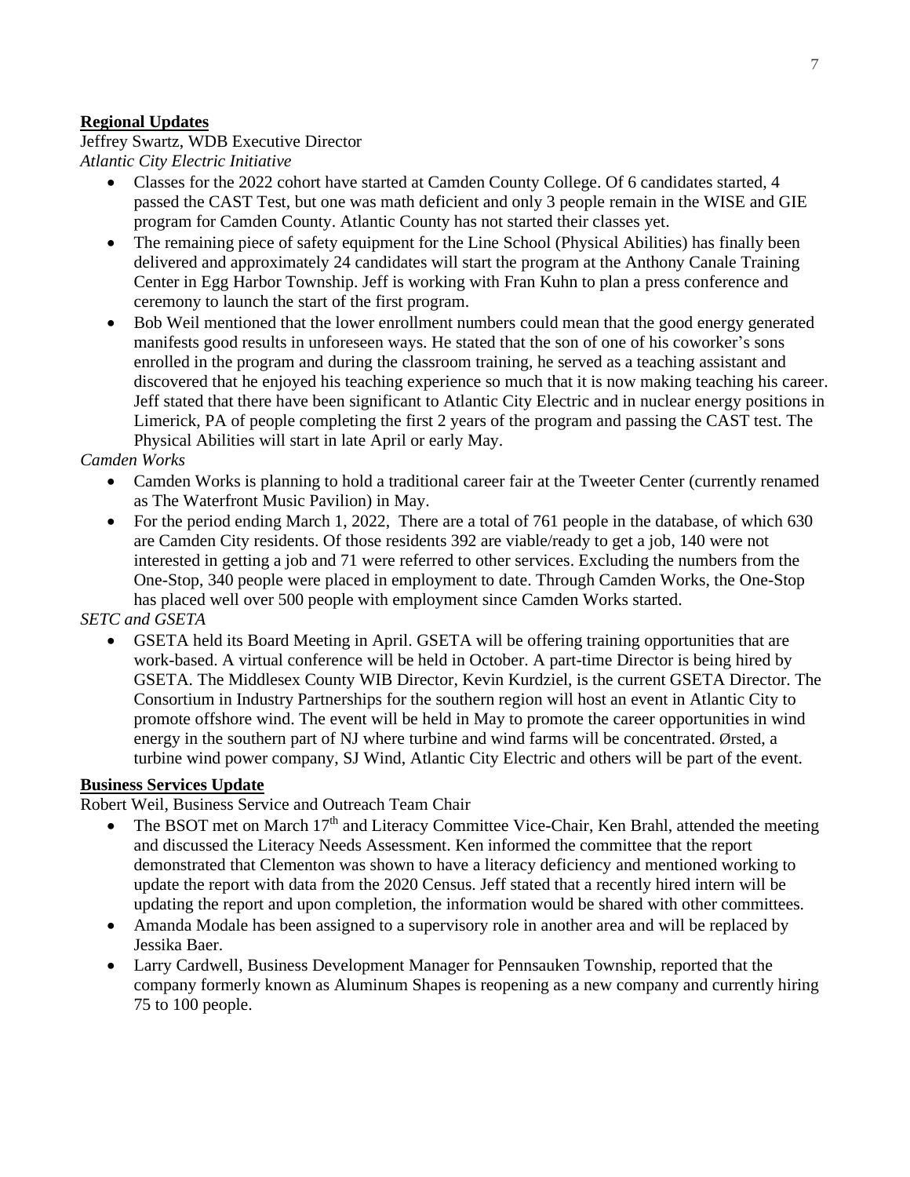**Regional Updates**

Jeffrey Swartz, WDB Executive Director

*Atlantic City Electric Initiative*

- Classes for the 2022 cohort have started at Camden County College. Of 6 candidates started, 4 passed the CAST Test, but one was math deficient and only 3 people remain in the WISE and GIE program for Camden County. Atlantic County has not started their classes yet.
- The remaining piece of safety equipment for the Line School (Physical Abilities) has finally been delivered and approximately 24 candidates will start the program at the Anthony Canale Training Center in Egg Harbor Township. Jeff is working with Fran Kuhn to plan a press conference and ceremony to launch the start of the first program.
- Bob Weil mentioned that the lower enrollment numbers could mean that the good energy generated manifests good results in unforeseen ways. He stated that the son of one of his coworker's sons enrolled in the program and during the classroom training, he served as a teaching assistant and discovered that he enjoyed his teaching experience so much that it is now making teaching his career. Jeff stated that there have been significant to Atlantic City Electric and in nuclear energy positions in Limerick, PA of people completing the first 2 years of the program and passing the CAST test. The Physical Abilities will start in late April or early May.

*Camden Works*

- Camden Works is planning to hold a traditional career fair at the Tweeter Center (currently renamed as The Waterfront Music Pavilion) in May.
- For the period ending March 1, 2022, There are a total of 761 people in the database, of which 630 are Camden City residents. Of those residents 392 are viable/ready to get a job, 140 were not interested in getting a job and 71 were referred to other services. Excluding the numbers from the One-Stop, 340 people were placed in employment to date. Through Camden Works, the One-Stop has placed well over 500 people with employment since Camden Works started.

*SETC and GSETA*

- GSETA held its Board Meeting in April. GSETA will be offering training opportunities that are work-based. A virtual conference will be held in October. A part-time Director is being hired by GSETA. The Middlesex County WIB Director, Kevin Kurdziel, is the current GSETA Director. The Consortium in Industry Partnerships for the southern region will host an event in Atlantic City to promote offshore wind. The event will be held in May to promote the career opportunities in wind energy in the southern part of NJ where turbine and wind farms will be concentrated. Ørsted, a turbine wind power company, SJ Wind, Atlantic City Electric and others will be part of the event.

**Business Services Update**

Robert Weil, Business Service and Outreach Team Chair

- The BSOT met on March 17th and Literacy Committee Vice-Chair, Ken Brahl, attended the meeting and discussed the Literacy Needs Assessment. Ken informed the committee that the report demonstrated that Clementon was shown to have a literacy deficiency and mentioned working to update the report with data from the 2020 Census. Jeff stated that a recently hired intern will be updating the report and upon completion, the information would be shared with other committees.
- Amanda Modale has been assigned to a supervisory role in another area and will be replaced by Jessika Baer.
- Larry Cardwell, Business Development Manager for Pennsauken Township, reported that the company formerly known as Aluminum Shapes is reopening as a new company and currently hiring 75 to 100 people.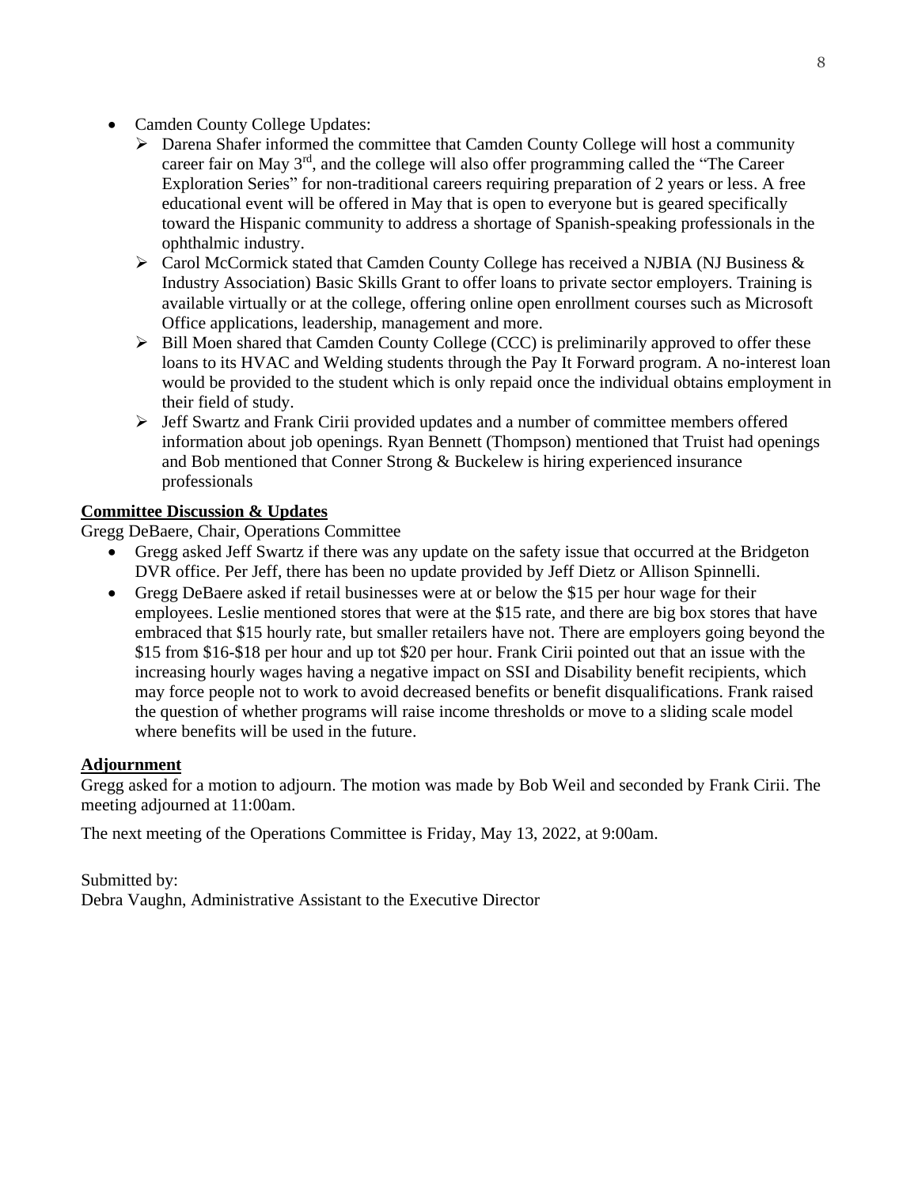- Camden County College Updates:
  - Darena Shafer informed the committee that Camden County College will host a community career fair on May 3rd, and the college will also offer programming called the "The Career Exploration Series" for non-traditional careers requiring preparation of 2 years or less. A free educational event will be offered in May that is open to everyone but is geared specifically toward the Hispanic community to address a shortage of Spanish-speaking professionals in the ophthalmic industry.
  - Carol McCormick stated that Camden County College has received a NJBIA (NJ Business & Industry Association) Basic Skills Grant to offer loans to private sector employers. Training is available virtually or at the college, offering online open enrollment courses such as Microsoft Office applications, leadership, management and more.
  - Bill Moen shared that Camden County College (CCC) is preliminarily approved to offer these loans to its HVAC and Welding students through the Pay It Forward program. A no-interest loan would be provided to the student which is only repaid once the individual obtains employment in their field of study.
  - Jeff Swartz and Frank Cirii provided updates and a number of committee members offered information about job openings. Ryan Bennett (Thompson) mentioned that Truist had openings and Bob mentioned that Conner Strong & Buckelew is hiring experienced insurance professionals

**Committee Discussion & Updates**

Gregg DeBaere, Chair, Operations Committee

- Gregg asked Jeff Swartz if there was any update on the safety issue that occurred at the Bridgeton DVR office. Per Jeff, there has been no update provided by Jeff Dietz or Allison Spinnelli.
- Gregg DeBaere asked if retail businesses were at or below the $15 per hour wage for their employees. Leslie mentioned stores that were at the $15 rate, and there are big box stores that have embraced that $15 hourly rate, but smaller retailers have not. There are employers going beyond the $15 from $16-$18 per hour and up tot $20 per hour. Frank Cirii pointed out that an issue with the increasing hourly wages having a negative impact on SSI and Disability benefit recipients, which may force people not to work to avoid decreased benefits or benefit disqualifications. Frank raised the question of whether programs will raise income thresholds or move to a sliding scale model where benefits will be used in the future.

**Adjournment**

Gregg asked for a motion to adjourn. The motion was made by Bob Weil and seconded by Frank Cirii. The meeting adjourned at 11:00am.

The next meeting of the Operations Committee is Friday, May 13, 2022, at 9:00am.

Submitted by:
Debra Vaughn, Administrative Assistant to the Executive Director